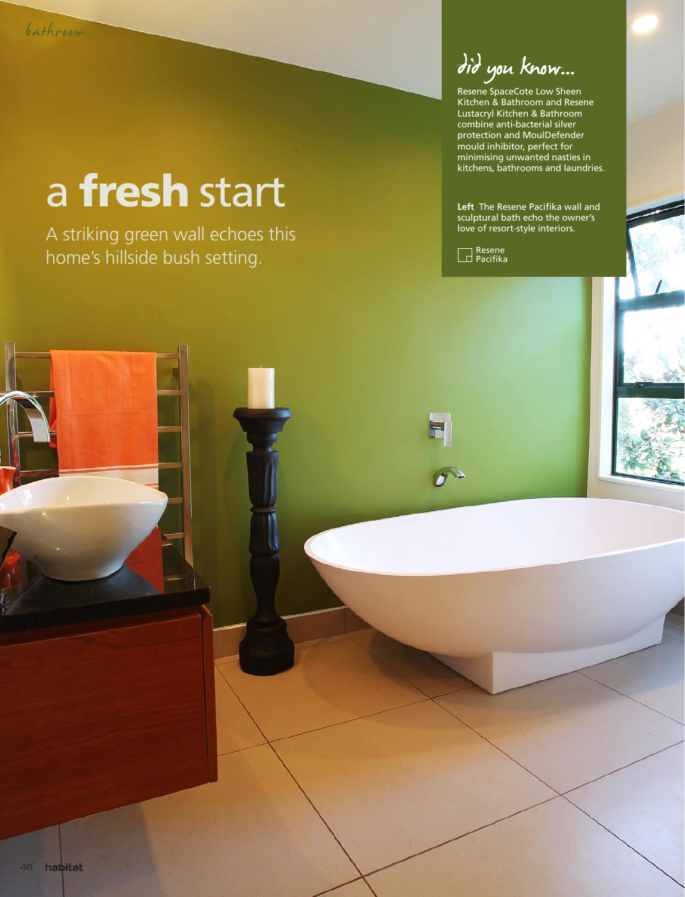# a **fresh** start

A striking green wall echoes this home's hillside bush setting.

## did you know...

Resene SpaceCote Low Sheen Kitchen & Bathroom and Resene Lustacryl Kitchen & Bathroom combine anti-bacterial silver protection and MoulDefender mould inhibitor, perfect for minimising unwanted nasties in kitchens, bathrooms and laundries.

**Left** The Resene Pacifika wall and sculptural bath echo the owner's love of resort-style interiors.

Resene Pacifika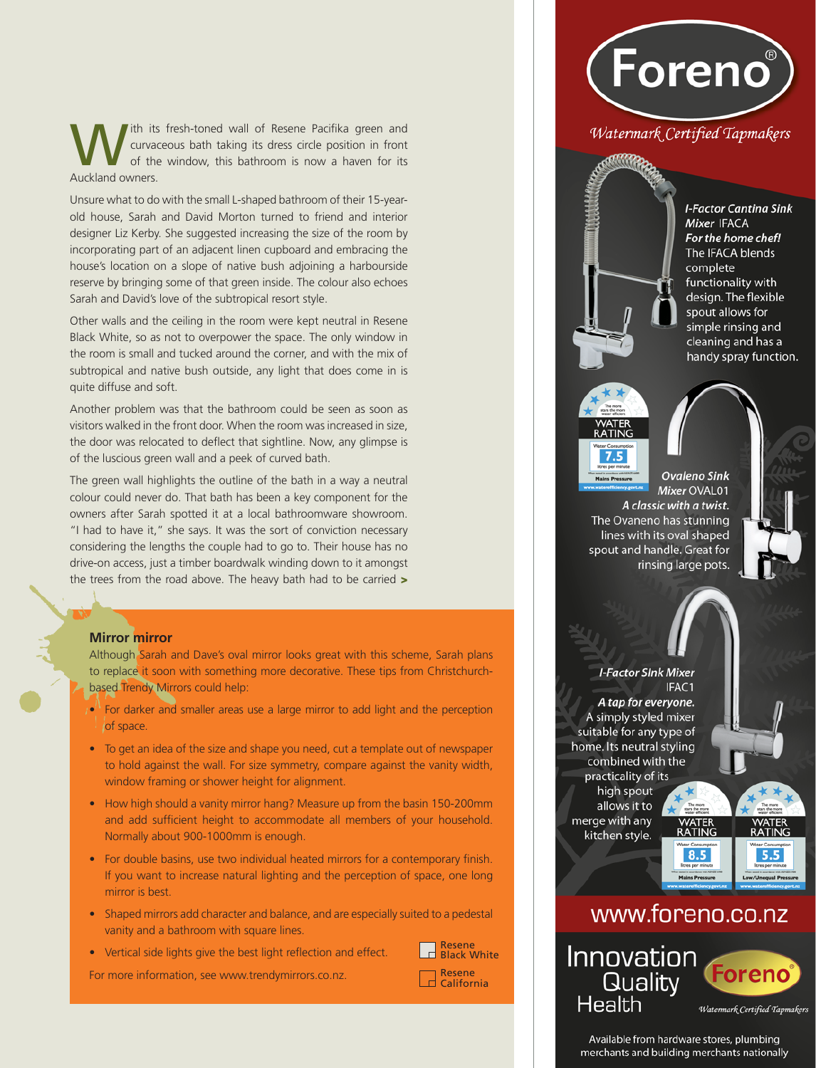With its fresh-toned wall of Resene Pacifika green and curvaceous bath taking its dress circle position in front of the window, this bathroom is now a haven for its Auckland owners.

Unsure what to do with the small L-shaped bathroom of their 15-year-old house, Sarah and David Morton turned to friend and interior designer Liz Kerby. She suggested increasing the size of the room by incorporating part of an adjacent linen cupboard and embracing the house's location on a slope of native bush adjoining a harbourside reserve by bringing some of that green inside. The colour also echoes Sarah and David's love of the subtropical resort style.

Other walls and the ceiling in the room were kept neutral in Resene Black White, so as not to overpower the space. The only window in the room is small and tucked around the corner, and with the mix of subtropical and native bush outside, any light that does come in is quite diffuse and soft.

Another problem was that the bathroom could be seen as soon as visitors walked in the front door. When the room was increased in size, the door was relocated to deflect that sightline. Now, any glimpse is of the luscious green wall and a peek of curved bath.

The green wall highlights the outline of the bath in a way a neutral colour could never do. That bath has been a key component for the owners after Sarah spotted it at a local bathroomware showroom. "I had to have it," she says. It was the sort of conviction necessary considering the lengths the couple had to go to. Their house has no drive-on access, just a timber boardwalk winding down to it amongst the trees from the road above. The heavy bath had to be carried **>**

### Mirror mirror

Although Sarah and Dave's oval mirror looks great with this scheme, Sarah plans to replace it soon with something more decorative. These tips from Christchurch-based Trendy Mirrors could help:

- For darker and smaller areas use a large mirror to add light and the perception of space.
- To get an idea of the size and shape you need, cut a template out of newspaper to hold against the wall. For size symmetry, compare against the vanity width, window framing or shower height for alignment.
- How high should a vanity mirror hang? Measure up from the basin 150-200mm and add sufficient height to accommodate all members of your household. Normally about 900-1000mm is enough.
- For double basins, use two individual heated mirrors for a contemporary finish. If you want to increase natural lighting and the perception of space, one long mirror is best.
- Shaped mirrors add character and balance, and are especially suited to a pedestal vanity and a bathroom with square lines.
- Vertical side lights give the best light reflection and effect.

For more information, see www.trendymirrors.co.nz.

Resene Black White

Resene California

---

# Foreno®

*Watermark Certified Tapmakers*

***I-Factor Cantina Sink Mixer*** IFACA
***For the home chef!***
The IFACA blends complete functionality with design. The flexible spout allows for simple rinsing and cleaning and has a handy spray function.

WATER RATING — Water Consumption 7.5 litres per minute — Mains Pressure

***Ovaleno Sink Mixer*** OVAL01
***A classic with a twist.***
The Ovaneno has stunning lines with its oval shaped spout and handle. Great for rinsing large pots.

***I-Factor Sink Mixer*** IFAC1
***A tap for everyone.***
A simply styled mixer suitable for any type of home. Its neutral styling combined with the practicality of its high spout allows it to merge with any kitchen style.

WATER RATING — Water Consumption 8.5 litres per minute — Mains Pressure

WATER RATING — Water Consumption 5.5 litres per minute — Low/Unequal Pressure

www.foreno.co.nz

Innovation Quality Health

Foreno® *Watermark Certified Tapmakers*

Available from hardware stores, plumbing merchants and building merchants nationally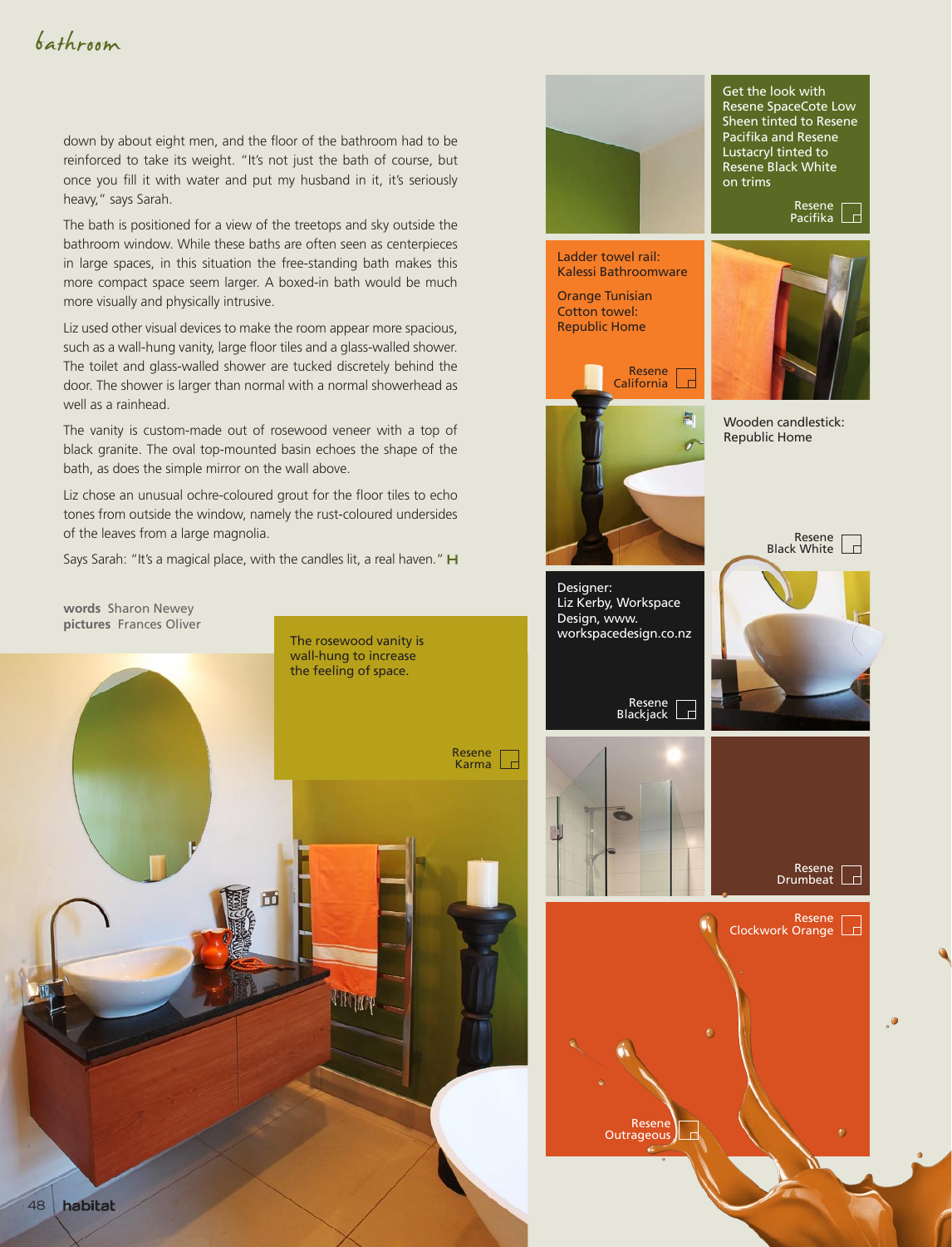down by about eight men, and the floor of the bathroom had to be reinforced to take its weight. "It's not just the bath of course, but once you fill it with water and put my husband in it, it's seriously heavy," says Sarah.

The bath is positioned for a view of the treetops and sky outside the bathroom window. While these baths are often seen as centerpieces in large spaces, in this situation the free-standing bath makes this more compact space seem larger. A boxed-in bath would be much more visually and physically intrusive.

Liz used other visual devices to make the room appear more spacious, such as a wall-hung vanity, large floor tiles and a glass-walled shower. The toilet and glass-walled shower are tucked discretely behind the door. The shower is larger than normal with a normal showerhead as well as a rainhead.

The vanity is custom-made out of rosewood veneer with a top of black granite. The oval top-mounted basin echoes the shape of the bath, as does the simple mirror on the wall above.

Liz chose an unusual ochre-coloured grout for the floor tiles to echo tones from outside the window, namely the rust-coloured undersides of the leaves from a large magnolia.

Says Sarah: "It's a magical place, with the candles lit, a real haven." H

**words** Sharon Newey
**pictures** Frances Oliver

The rosewood vanity is wall-hung to increase the feeling of space.

Resene Karma

Get the look with Resene SpaceCote Low Sheen tinted to Resene Pacifika and Resene Lustacryl tinted to Resene Black White on trims

Resene Pacifika

Ladder towel rail: Kalessi Bathroomware

Orange Tunisian Cotton towel: Republic Home

Resene California

Wooden candlestick: Republic Home

Resene Black White

Designer: Liz Kerby, Workspace Design, www.workspacedesign.co.nz

Resene Blackjack

Resene Drumbeat

Resene Clockwork Orange

Resene Outrageous